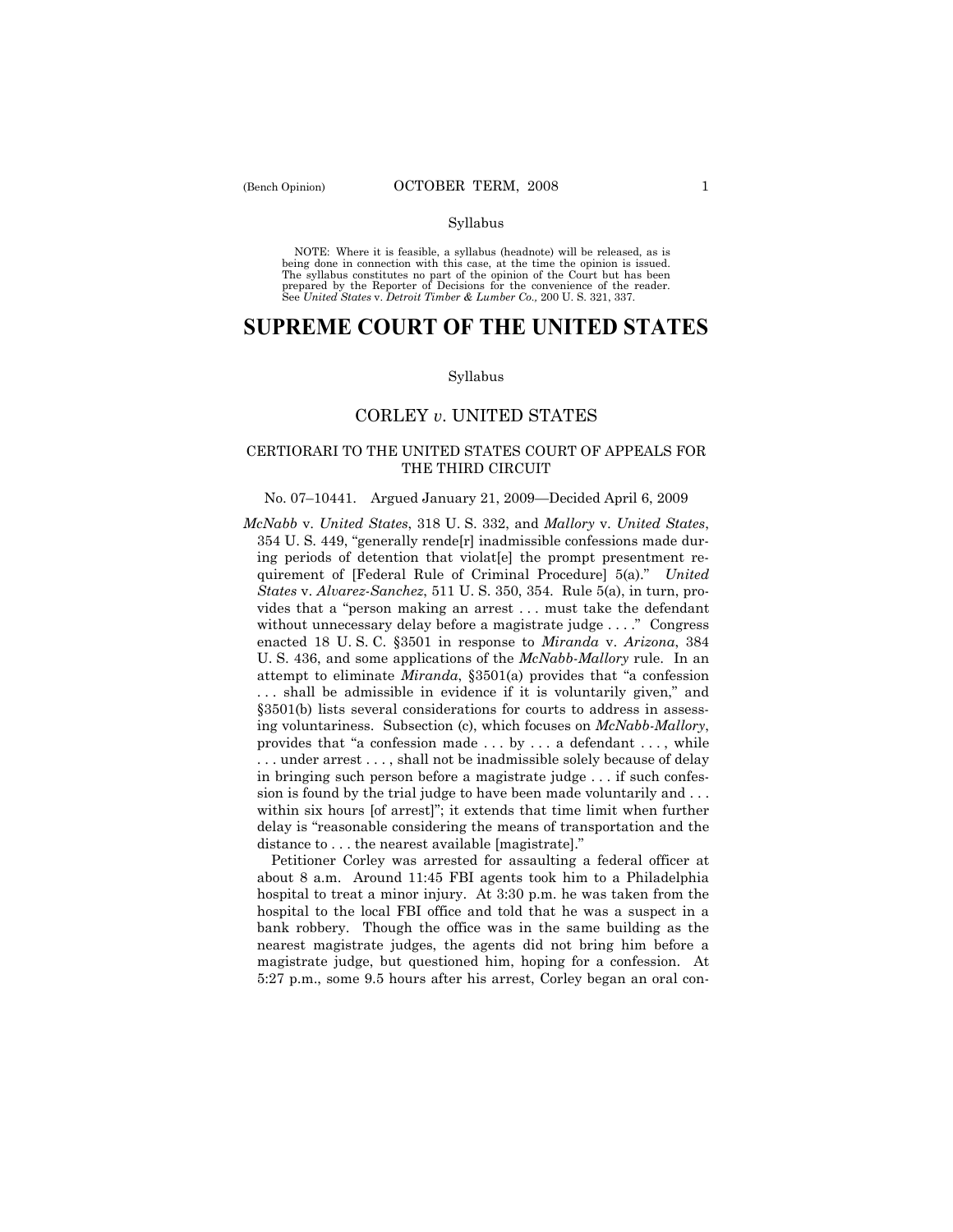Syllabus

NOTE: Where it is feasible, a syllabus (headnote) will be released, as is being done in connection with this case, at the time the opinion is issued. The syllabus constitutes no part of the opinion of the Court but has been prepared by the Reporter of Decisions for the convenience of the reader. See *United States* v. *Detroit Timber & Lumber Co.,* 200 U. S. 321, 337.

# SUPREME COURT OF THE UNITED STATES

Syllabus

## CORLEY *v.* UNITED STATES

### CERTIORARI TO THE UNITED STATES COURT OF APPEALS FOR THE THIRD CIRCUIT

No. 07–10441. Argued January 21, 2009—Decided April 6, 2009

*McNabb* v. *United States*, 318 U. S. 332, and *Mallory* v. *United States*, 354 U. S. 449, "generally rende[r] inadmissible confessions made during periods of detention that violat[e] the prompt presentment requirement of [Federal Rule of Criminal Procedure] 5(a)." *United States* v. *Alvarez-Sanchez*, 511 U. S. 350, 354. Rule 5(a), in turn, provides that a "person making an arrest . . . must take the defendant without unnecessary delay before a magistrate judge . . . ." Congress enacted 18 U. S. C. §3501 in response to *Miranda* v. *Arizona*, 384 U. S. 436, and some applications of the *McNabb-Mallory* rule. In an attempt to eliminate *Miranda*, §3501(a) provides that "a confession . . . shall be admissible in evidence if it is voluntarily given," and §3501(b) lists several considerations for courts to address in assessing voluntariness. Subsection (c), which focuses on *McNabb-Mallory*, provides that "a confession made . . . by . . . a defendant . . . , while . . . under arrest . . . , shall not be inadmissible solely because of delay in bringing such person before a magistrate judge . . . if such confession is found by the trial judge to have been made voluntarily and . . . within six hours [of arrest]"; it extends that time limit when further delay is "reasonable considering the means of transportation and the distance to . . . the nearest available [magistrate]."

Petitioner Corley was arrested for assaulting a federal officer at about 8 a.m. Around 11:45 FBI agents took him to a Philadelphia hospital to treat a minor injury. At 3:30 p.m. he was taken from the hospital to the local FBI office and told that he was a suspect in a bank robbery. Though the office was in the same building as the nearest magistrate judges, the agents did not bring him before a magistrate judge, but questioned him, hoping for a confession. At 5:27 p.m., some 9.5 hours after his arrest, Corley began an oral con-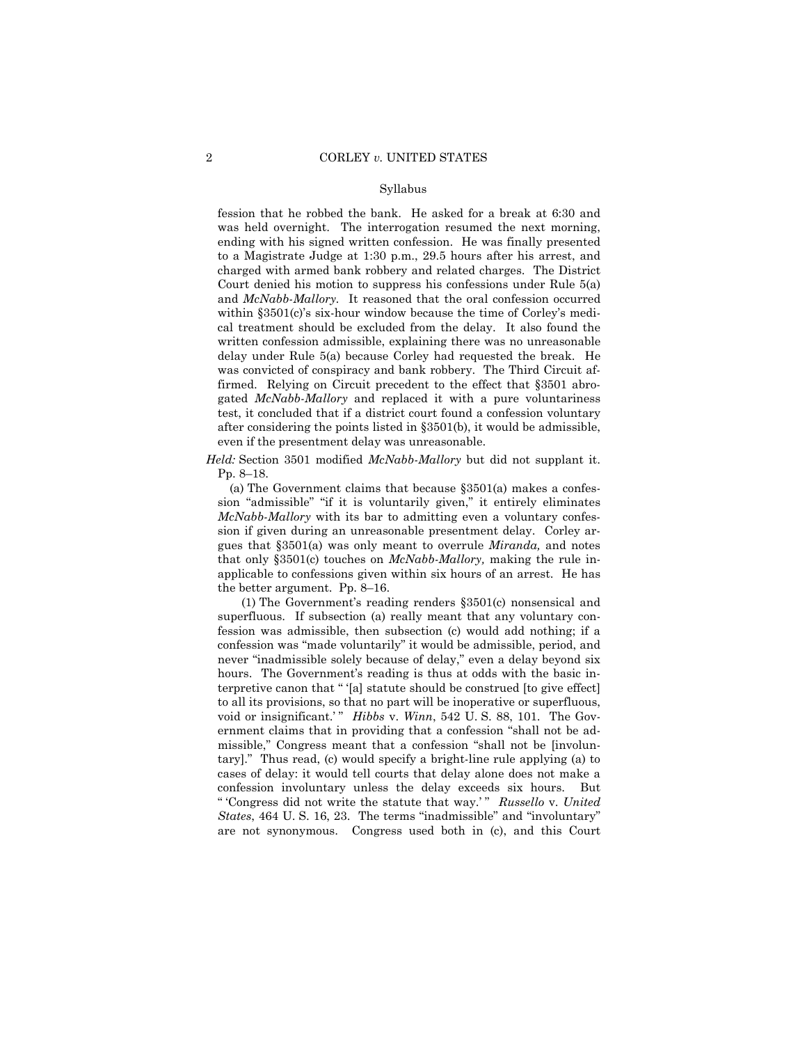Syllabus

fession that he robbed the bank. He asked for a break at 6:30 and was held overnight. The interrogation resumed the next morning, ending with his signed written confession. He was finally presented to a Magistrate Judge at 1:30 p.m., 29.5 hours after his arrest, and charged with armed bank robbery and related charges. The District Court denied his motion to suppress his confessions under Rule 5(a) and *McNabb-Mallory*. It reasoned that the oral confession occurred within §3501(c)'s six-hour window because the time of Corley's medical treatment should be excluded from the delay. It also found the written confession admissible, explaining there was no unreasonable delay under Rule 5(a) because Corley had requested the break. He was convicted of conspiracy and bank robbery. The Third Circuit affirmed. Relying on Circuit precedent to the effect that §3501 abrogated *McNabb-Mallory* and replaced it with a pure voluntariness test, it concluded that if a district court found a confession voluntary after considering the points listed in §3501(b), it would be admissible, even if the presentment delay was unreasonable.

*Held:* Section 3501 modified *McNabb-Mallory* but did not supplant it. Pp. 8–18.

(a) The Government claims that because §3501(a) makes a confession "admissible" "if it is voluntarily given," it entirely eliminates *McNabb-Mallory* with its bar to admitting even a voluntary confession if given during an unreasonable presentment delay. Corley argues that §3501(a) was only meant to overrule *Miranda,* and notes that only §3501(c) touches on *McNabb-Mallory,* making the rule inapplicable to confessions given within six hours of an arrest. He has the better argument. Pp. 8–16.

(1) The Government's reading renders §3501(c) nonsensical and superfluous. If subsection (a) really meant that any voluntary confession was admissible, then subsection (c) would add nothing; if a confession was "made voluntarily" it would be admissible, period, and never "inadmissible solely because of delay," even a delay beyond six hours. The Government's reading is thus at odds with the basic interpretive canon that " '[a] statute should be construed [to give effect] to all its provisions, so that no part will be inoperative or superfluous, void or insignificant.' " *Hibbs* v. *Winn*, 542 U. S. 88, 101. The Government claims that in providing that a confession "shall not be admissible," Congress meant that a confession "shall not be [involuntary]." Thus read, (c) would specify a bright-line rule applying (a) to cases of delay: it would tell courts that delay alone does not make a confession involuntary unless the delay exceeds six hours. But " 'Congress did not write the statute that way.' " *Russello* v. *United States*, 464 U. S. 16, 23. The terms "inadmissible" and "involuntary" are not synonymous. Congress used both in (c), and this Court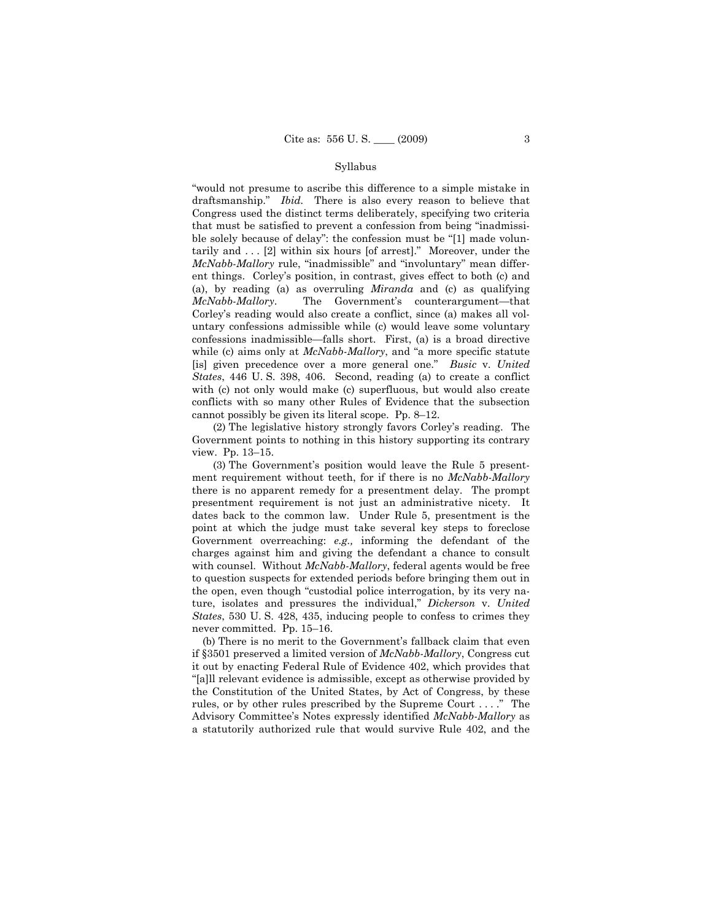"would not presume to ascribe this difference to a simple mistake in draftsmanship." *Ibid.* There is also every reason to believe that Congress used the distinct terms deliberately, specifying two criteria that must be satisfied to prevent a confession from being "inadmissible solely because of delay": the confession must be "[1] made voluntarily and . . . [2] within six hours [of arrest]." Moreover, under the *McNabb-Mallory* rule, "inadmissible" and "involuntary" mean different things. Corley's position, in contrast, gives effect to both (c) and (a), by reading (a) as overruling *Miranda* and (c) as qualifying *McNabb-Mallory*. The Government's counterargument—that Corley's reading would also create a conflict, since (a) makes all voluntary confessions admissible while (c) would leave some voluntary confessions inadmissible—falls short. First, (a) is a broad directive while (c) aims only at *McNabb-Mallory*, and "a more specific statute [is] given precedence over a more general one." *Busic* v. *United States*, 446 U. S. 398, 406. Second, reading (a) to create a conflict with (c) not only would make (c) superfluous, but would also create conflicts with so many other Rules of Evidence that the subsection cannot possibly be given its literal scope. Pp. 8–12.

(2) The legislative history strongly favors Corley's reading. The Government points to nothing in this history supporting its contrary view. Pp. 13–15.

(3) The Government's position would leave the Rule 5 presentment requirement without teeth, for if there is no *McNabb-Mallory* there is no apparent remedy for a presentment delay. The prompt presentment requirement is not just an administrative nicety. It dates back to the common law. Under Rule 5, presentment is the point at which the judge must take several key steps to foreclose Government overreaching: *e.g.,* informing the defendant of the charges against him and giving the defendant a chance to consult with counsel. Without *McNabb-Mallory*, federal agents would be free to question suspects for extended periods before bringing them out in the open, even though "custodial police interrogation, by its very nature, isolates and pressures the individual," *Dickerson* v. *United States*, 530 U. S. 428, 435, inducing people to confess to crimes they never committed. Pp. 15–16.

(b) There is no merit to the Government's fallback claim that even if §3501 preserved a limited version of *McNabb-Mallory*, Congress cut it out by enacting Federal Rule of Evidence 402, which provides that "[a]ll relevant evidence is admissible, except as otherwise provided by the Constitution of the United States, by Act of Congress, by these rules, or by other rules prescribed by the Supreme Court . . . ." The Advisory Committee's Notes expressly identified *McNabb-Mallory* as a statutorily authorized rule that would survive Rule 402, and the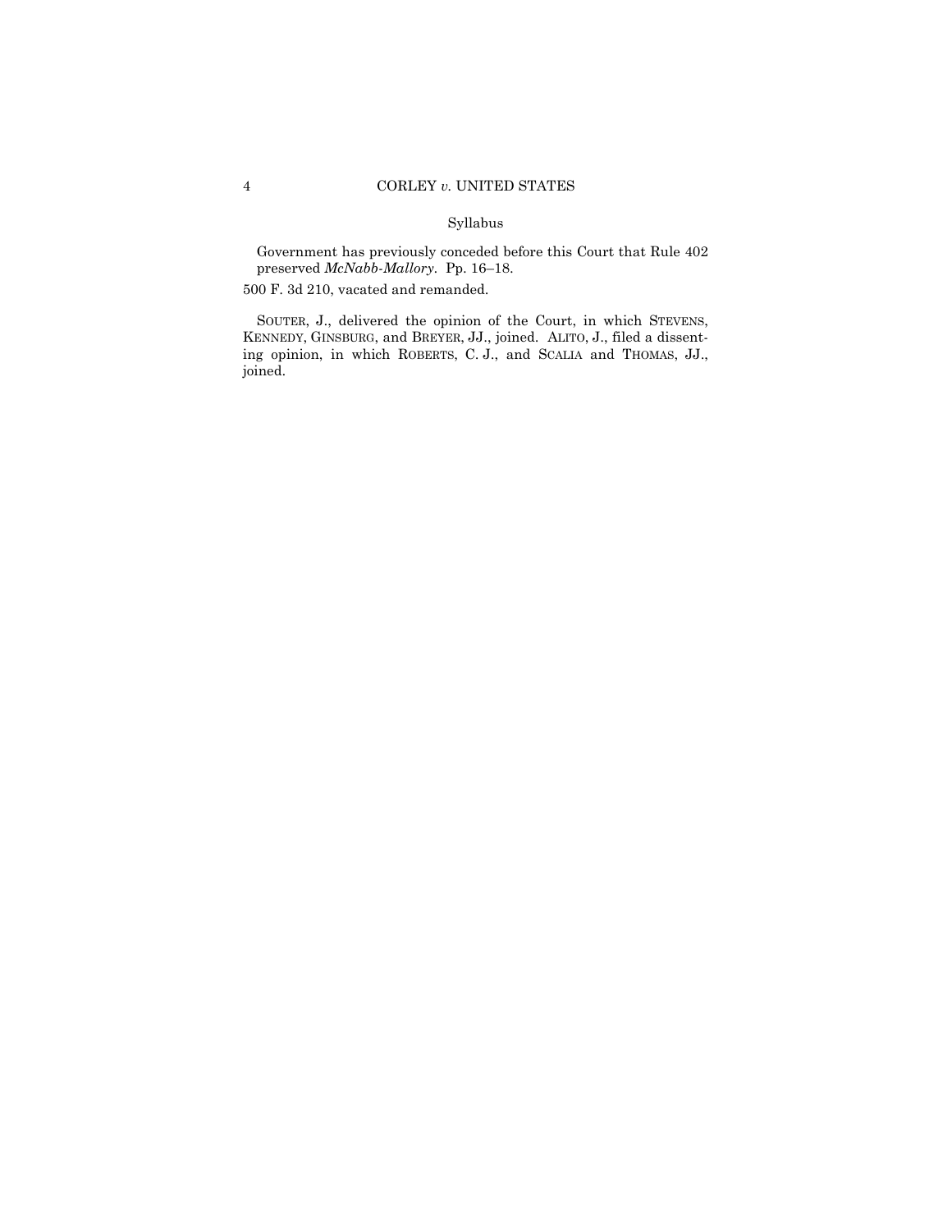Syllabus

Government has previously conceded before this Court that Rule 402 preserved *McNabb-Mallory*. Pp. 16–18.

500 F. 3d 210, vacated and remanded.

SOUTER, J., delivered the opinion of the Court, in which STEVENS, KENNEDY, GINSBURG, and BREYER, JJ., joined. ALITO, J., filed a dissenting opinion, in which ROBERTS, C. J., and SCALIA and THOMAS, JJ., joined.